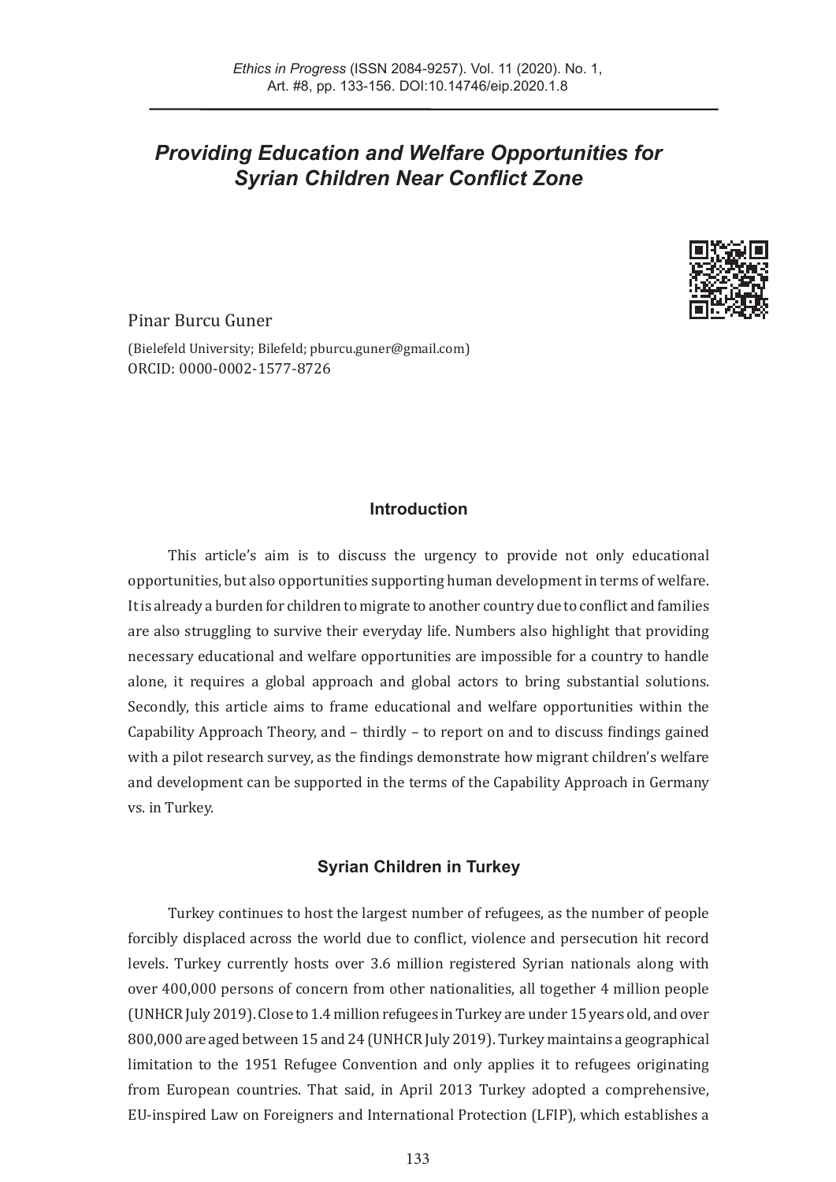# *Providing Education and Welfare Opportunities for Syrian Children Near Conflict Zone*

Pinar Burcu Guner

(Bielefeld University; Bilefeld; pburcu.guner@gmail.com)
ORCID: 0000-0002-1577-8726

## Introduction

This article's aim is to discuss the urgency to provide not only educational opportunities, but also opportunities supporting human development in terms of welfare. It is already a burden for children to migrate to another country due to conflict and families are also struggling to survive their everyday life. Numbers also highlight that providing necessary educational and welfare opportunities are impossible for a country to handle alone, it requires a global approach and global actors to bring substantial solutions. Secondly, this article aims to frame educational and welfare opportunities within the Capability Approach Theory, and – thirdly – to report on and to discuss findings gained with a pilot research survey, as the findings demonstrate how migrant children's welfare and development can be supported in the terms of the Capability Approach in Germany vs. in Turkey.

## Syrian Children in Turkey

Turkey continues to host the largest number of refugees, as the number of people forcibly displaced across the world due to conflict, violence and persecution hit record levels. Turkey currently hosts over 3.6 million registered Syrian nationals along with over 400,000 persons of concern from other nationalities, all together 4 million people (UNHCR July 2019). Close to 1.4 million refugees in Turkey are under 15 years old, and over 800,000 are aged between 15 and 24 (UNHCR July 2019). Turkey maintains a geographical limitation to the 1951 Refugee Convention and only applies it to refugees originating from European countries. That said, in April 2013 Turkey adopted a comprehensive, EU-inspired Law on Foreigners and International Protection (LFIP), which establishes a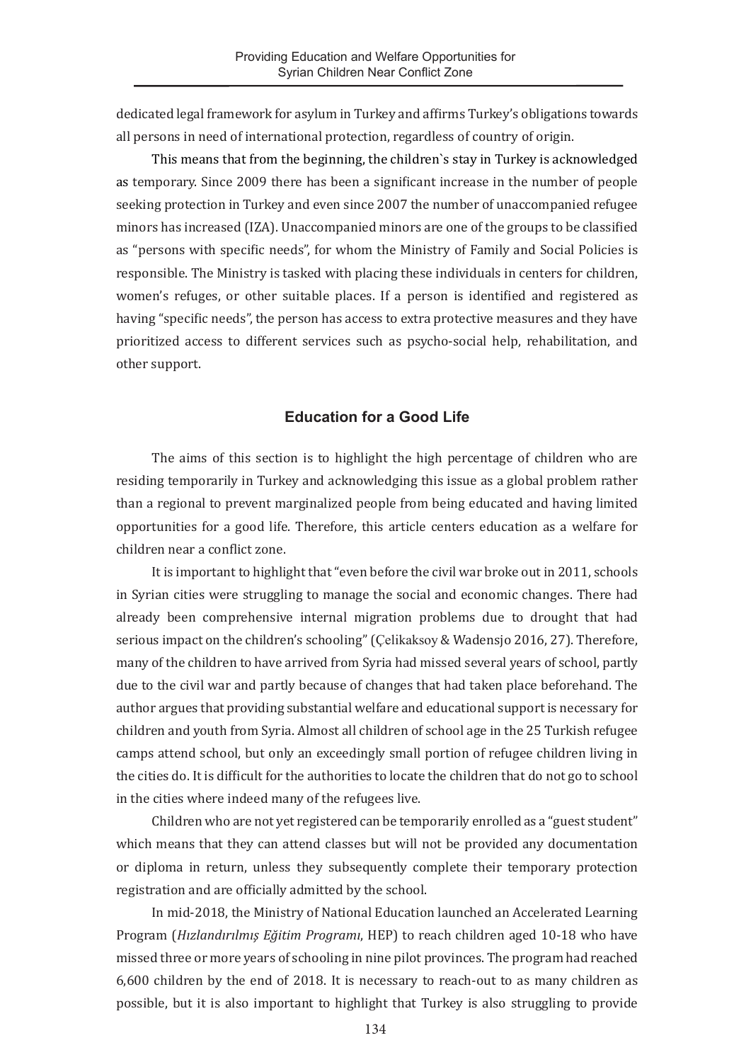dedicated legal framework for asylum in Turkey and affirms Turkey's obligations towards all persons in need of international protection, regardless of country of origin.

This means that from the beginning, the children`s stay in Turkey is acknowledged as temporary. Since 2009 there has been a significant increase in the number of people seeking protection in Turkey and even since 2007 the number of unaccompanied refugee minors has increased (IZA). Unaccompanied minors are one of the groups to be classified as "persons with specific needs", for whom the Ministry of Family and Social Policies is responsible. The Ministry is tasked with placing these individuals in centers for children, women's refuges, or other suitable places. If a person is identified and registered as having "specific needs", the person has access to extra protective measures and they have prioritized access to different services such as psycho-social help, rehabilitation, and other support.

## Education for a Good Life

The aims of this section is to highlight the high percentage of children who are residing temporarily in Turkey and acknowledging this issue as a global problem rather than a regional to prevent marginalized people from being educated and having limited opportunities for a good life. Therefore, this article centers education as a welfare for children near a conflict zone.

It is important to highlight that "even before the civil war broke out in 2011, schools in Syrian cities were struggling to manage the social and economic changes. There had already been comprehensive internal migration problems due to drought that had serious impact on the children's schooling" (Çelikaksoy & Wadensjo 2016, 27). Therefore, many of the children to have arrived from Syria had missed several years of school, partly due to the civil war and partly because of changes that had taken place beforehand. The author argues that providing substantial welfare and educational support is necessary for children and youth from Syria. Almost all children of school age in the 25 Turkish refugee camps attend school, but only an exceedingly small portion of refugee children living in the cities do. It is difficult for the authorities to locate the children that do not go to school in the cities where indeed many of the refugees live.

Children who are not yet registered can be temporarily enrolled as a "guest student" which means that they can attend classes but will not be provided any documentation or diploma in return, unless they subsequently complete their temporary protection registration and are officially admitted by the school.

In mid-2018, the Ministry of National Education launched an Accelerated Learning Program (*Hızlandırılmış Eğitim Programı*, HEP) to reach children aged 10-18 who have missed three or more years of schooling in nine pilot provinces. The program had reached 6,600 children by the end of 2018. It is necessary to reach-out to as many children as possible, but it is also important to highlight that Turkey is also struggling to provide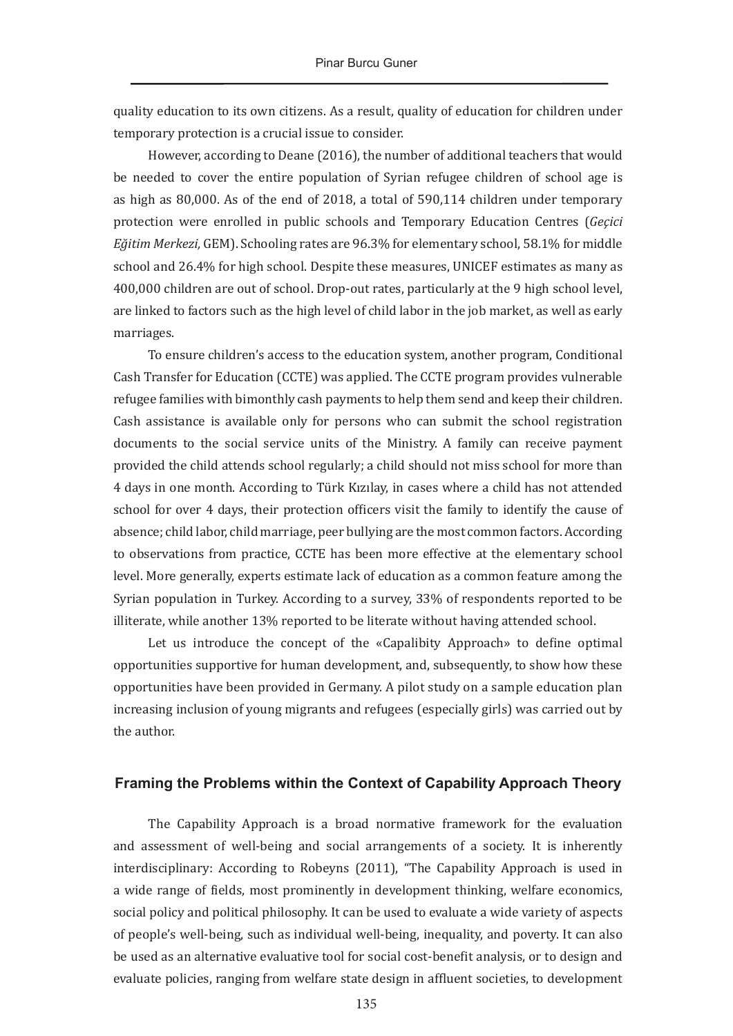quality education to its own citizens. As a result, quality of education for children under temporary protection is a crucial issue to consider.

However, according to Deane (2016), the number of additional teachers that would be needed to cover the entire population of Syrian refugee children of school age is as high as 80,000. As of the end of 2018, a total of 590,114 children under temporary protection were enrolled in public schools and Temporary Education Centres (*Geçici Eğitim Merkezi,* GEM). Schooling rates are 96.3% for elementary school, 58.1% for middle school and 26.4% for high school. Despite these measures, UNICEF estimates as many as 400,000 children are out of school. Drop-out rates, particularly at the 9 high school level, are linked to factors such as the high level of child labor in the job market, as well as early marriages.

To ensure children's access to the education system, another program, Conditional Cash Transfer for Education (CCTE) was applied. The CCTE program provides vulnerable refugee families with bimonthly cash payments to help them send and keep their children. Cash assistance is available only for persons who can submit the school registration documents to the social service units of the Ministry. A family can receive payment provided the child attends school regularly; a child should not miss school for more than 4 days in one month. According to Türk Kızılay, in cases where a child has not attended school for over 4 days, their protection officers visit the family to identify the cause of absence; child labor, child marriage, peer bullying are the most common factors. According to observations from practice, CCTE has been more effective at the elementary school level. More generally, experts estimate lack of education as a common feature among the Syrian population in Turkey. According to a survey, 33% of respondents reported to be illiterate, while another 13% reported to be literate without having attended school.

Let us introduce the concept of the «Capalibity Approach» to define optimal opportunities supportive for human development, and, subsequently, to show how these opportunities have been provided in Germany. A pilot study on a sample education plan increasing inclusion of young migrants and refugees (especially girls) was carried out by the author.

## Framing the Problems within the Context of Capability Approach Theory

The Capability Approach is a broad normative framework for the evaluation and assessment of well-being and social arrangements of a society. It is inherently interdisciplinary: According to Robeyns (2011), "The Capability Approach is used in a wide range of fields, most prominently in development thinking, welfare economics, social policy and political philosophy. It can be used to evaluate a wide variety of aspects of people's well-being, such as individual well-being, inequality, and poverty. It can also be used as an alternative evaluative tool for social cost-benefit analysis, or to design and evaluate policies, ranging from welfare state design in affluent societies, to development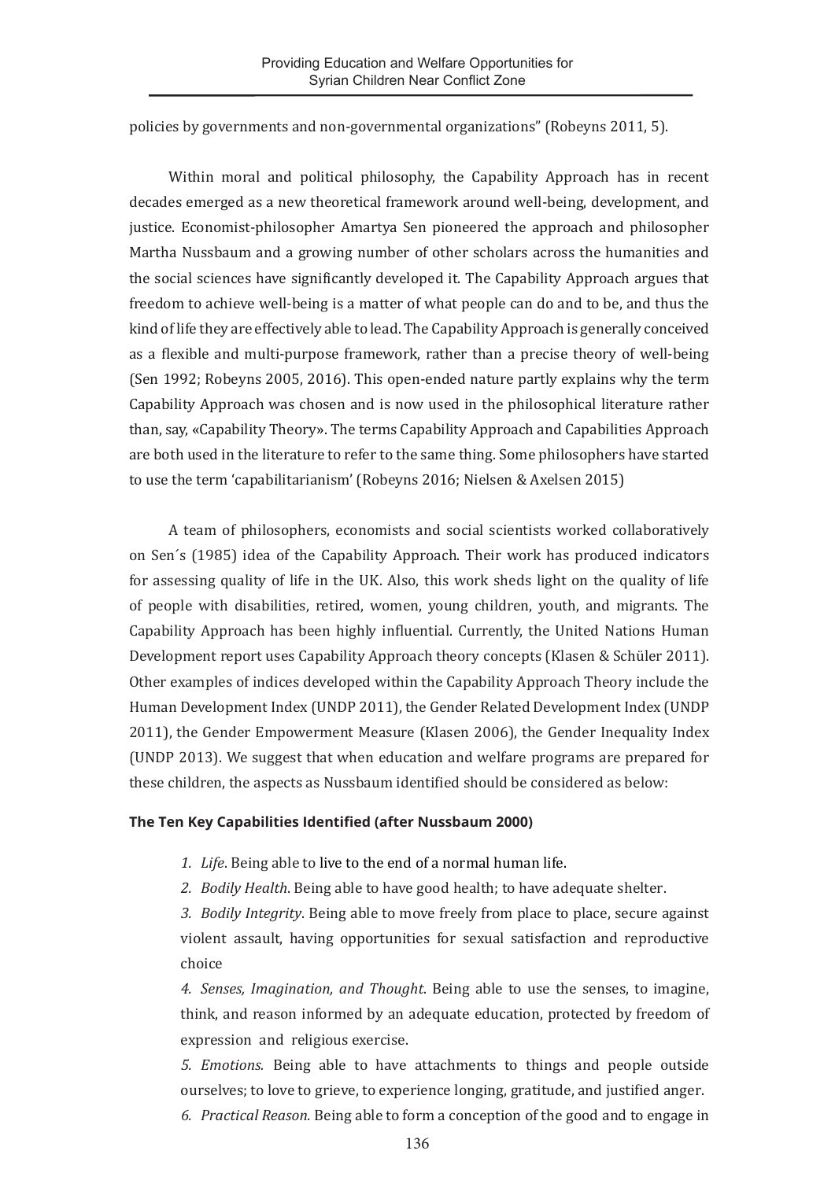policies by governments and non-governmental organizations" (Robeyns 2011, 5).

Within moral and political philosophy, the Capability Approach has in recent decades emerged as a new theoretical framework around well-being, development, and justice. Economist-philosopher Amartya Sen pioneered the approach and philosopher Martha Nussbaum and a growing number of other scholars across the humanities and the social sciences have significantly developed it. The Capability Approach argues that freedom to achieve well-being is a matter of what people can do and to be, and thus the kind of life they are effectively able to lead. The Capability Approach is generally conceived as a flexible and multi-purpose framework, rather than a precise theory of well-being (Sen 1992; Robeyns 2005, 2016). This open-ended nature partly explains why the term Capability Approach was chosen and is now used in the philosophical literature rather than, say, «Capability Theory». The terms Capability Approach and Capabilities Approach are both used in the literature to refer to the same thing. Some philosophers have started to use the term 'capabilitarianism' (Robeyns 2016; Nielsen & Axelsen 2015)

A team of philosophers, economists and social scientists worked collaboratively on Sen´s (1985) idea of the Capability Approach. Their work has produced indicators for assessing quality of life in the UK. Also, this work sheds light on the quality of life of people with disabilities, retired, women, young children, youth, and migrants. The Capability Approach has been highly influential. Currently, the United Nations Human Development report uses Capability Approach theory concepts (Klasen & Schüler 2011). Other examples of indices developed within the Capability Approach Theory include the Human Development Index (UNDP 2011), the Gender Related Development Index (UNDP 2011), the Gender Empowerment Measure (Klasen 2006), the Gender Inequality Index (UNDP 2013). We suggest that when education and welfare programs are prepared for these children, the aspects as Nussbaum identified should be considered as below:

**The Ten Key Capabilities Identified (after Nussbaum 2000)**

1. *Life*. Being able to live to the end of a normal human life.
2. *Bodily Health*. Being able to have good health; to have adequate shelter.
3. *Bodily Integrity*. Being able to move freely from place to place, secure against violent assault, having opportunities for sexual satisfaction and reproductive choice
4. *Senses, Imagination, and Thought*. Being able to use the senses, to imagine, think, and reason informed by an adequate education, protected by freedom of expression and religious exercise.
5. *Emotions.* Being able to have attachments to things and people outside ourselves; to love to grieve, to experience longing, gratitude, and justified anger.
6. *Practical Reason.* Being able to form a conception of the good and to engage in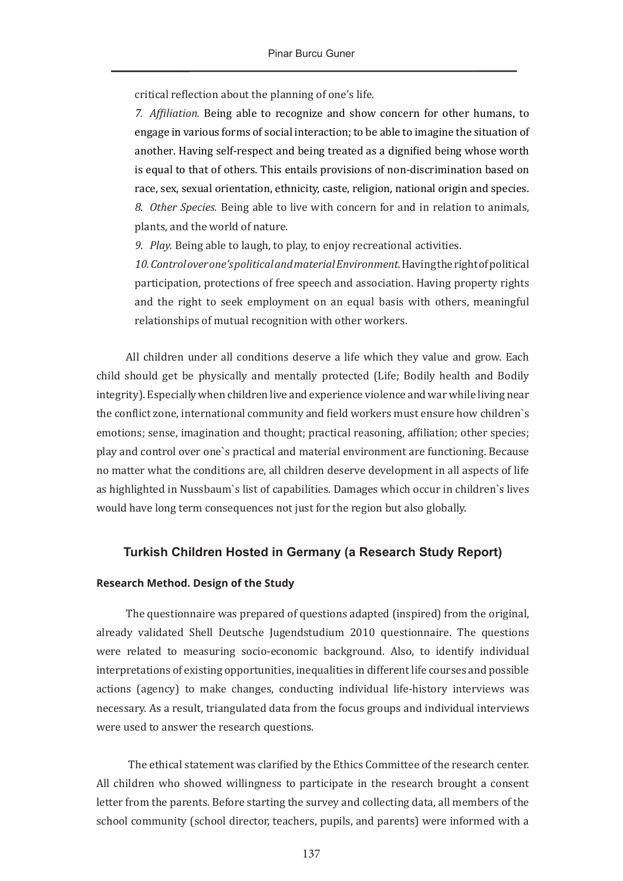critical reflection about the planning of one's life.

*7. Affiliation.* Being able to recognize and show concern for other humans, to engage in various forms of social interaction; to be able to imagine the situation of another. Having self-respect and being treated as a dignified being whose worth is equal to that of others. This entails provisions of non-discrimination based on race, sex, sexual orientation, ethnicity, caste, religion, national origin and species.

*8. Other Species.* Being able to live with concern for and in relation to animals, plants, and the world of nature.

*9. Play.* Being able to laugh, to play, to enjoy recreational activities.

*10. Control over one's political and material Environment.* Having the right of political participation, protections of free speech and association. Having property rights and the right to seek employment on an equal basis with others, meaningful relationships of mutual recognition with other workers.

All children under all conditions deserve a life which they value and grow. Each child should get be physically and mentally protected (Life; Bodily health and Bodily integrity). Especially when children live and experience violence and war while living near the conflict zone, international community and field workers must ensure how children`s emotions; sense, imagination and thought; practical reasoning, affiliation; other species; play and control over one`s practical and material environment are functioning. Because no matter what the conditions are, all children deserve development in all aspects of life as highlighted in Nussbaum`s list of capabilities. Damages which occur in children`s lives would have long term consequences not just for the region but also globally.

## Turkish Children Hosted in Germany (a Research Study Report)

### Research Method. Design of the Study

The questionnaire was prepared of questions adapted (inspired) from the original, already validated Shell Deutsche Jugendstudium 2010 questionnaire. The questions were related to measuring socio-economic background. Also, to identify individual interpretations of existing opportunities, inequalities in different life courses and possible actions (agency) to make changes, conducting individual life-history interviews was necessary. As a result, triangulated data from the focus groups and individual interviews were used to answer the research questions.

The ethical statement was clarified by the Ethics Committee of the research center. All children who showed willingness to participate in the research brought a consent letter from the parents. Before starting the survey and collecting data, all members of the school community (school director, teachers, pupils, and parents) were informed with a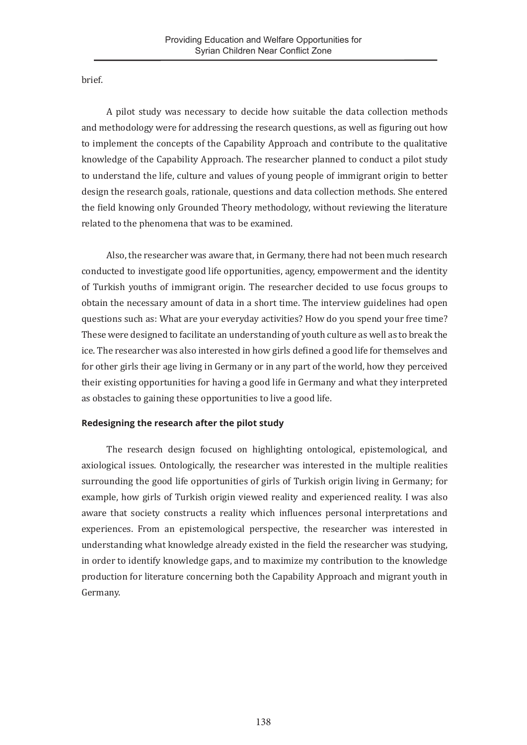brief.

A pilot study was necessary to decide how suitable the data collection methods and methodology were for addressing the research questions, as well as figuring out how to implement the concepts of the Capability Approach and contribute to the qualitative knowledge of the Capability Approach. The researcher planned to conduct a pilot study to understand the life, culture and values of young people of immigrant origin to better design the research goals, rationale, questions and data collection methods. She entered the field knowing only Grounded Theory methodology, without reviewing the literature related to the phenomena that was to be examined.

Also, the researcher was aware that, in Germany, there had not been much research conducted to investigate good life opportunities, agency, empowerment and the identity of Turkish youths of immigrant origin. The researcher decided to use focus groups to obtain the necessary amount of data in a short time. The interview guidelines had open questions such as: What are your everyday activities? How do you spend your free time? These were designed to facilitate an understanding of youth culture as well as to break the ice. The researcher was also interested in how girls defined a good life for themselves and for other girls their age living in Germany or in any part of the world, how they perceived their existing opportunities for having a good life in Germany and what they interpreted as obstacles to gaining these opportunities to live a good life.

### Redesigning the research after the pilot study

The research design focused on highlighting ontological, epistemological, and axiological issues. Ontologically, the researcher was interested in the multiple realities surrounding the good life opportunities of girls of Turkish origin living in Germany; for example, how girls of Turkish origin viewed reality and experienced reality. I was also aware that society constructs a reality which influences personal interpretations and experiences. From an epistemological perspective, the researcher was interested in understanding what knowledge already existed in the field the researcher was studying, in order to identify knowledge gaps, and to maximize my contribution to the knowledge production for literature concerning both the Capability Approach and migrant youth in Germany.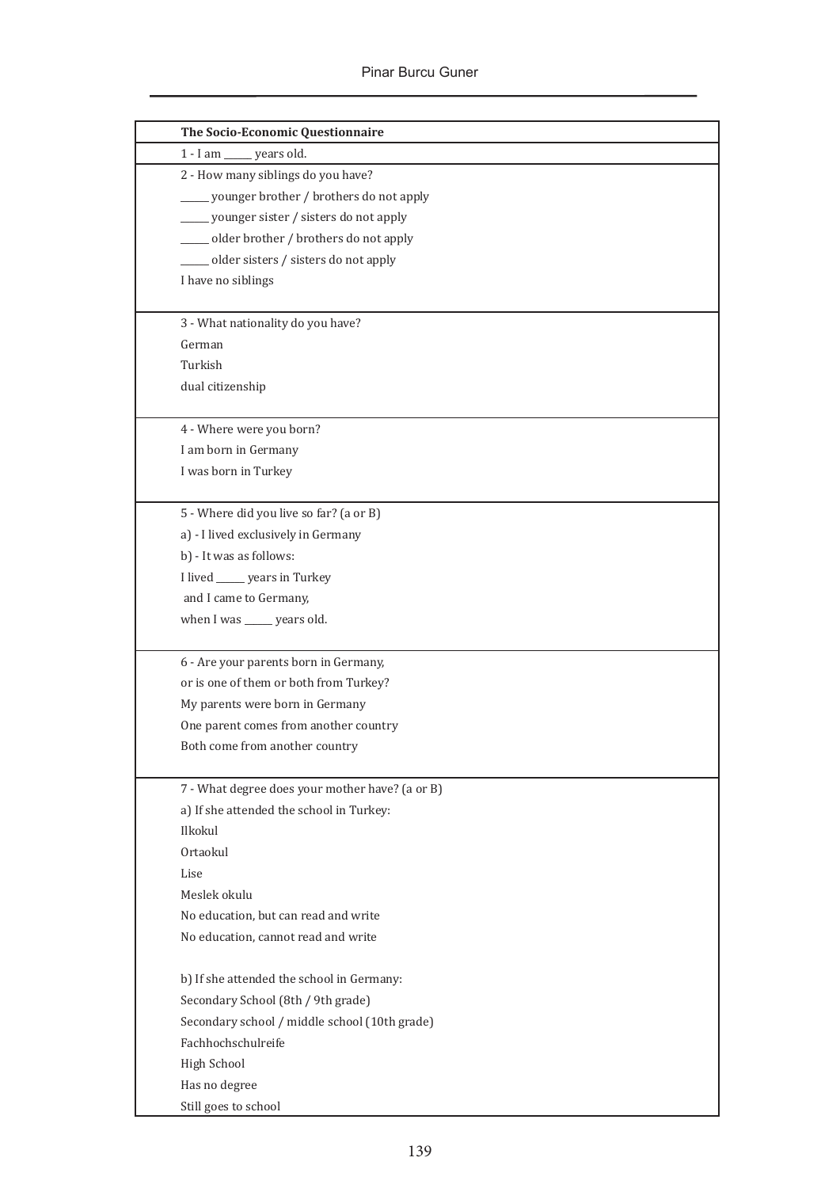| The Socio-Economic Questionnaire |
|---|
| 1 - I am _____ years old. |
| 2 - How many siblings do you have?<br>_____ younger brother / brothers do not apply<br>_____ younger sister / sisters do not apply<br>_____ older brother / brothers do not apply<br>_____ older sisters / sisters do not apply<br>I have no siblings |
| 3 - What nationality do you have?<br>German<br>Turkish<br>dual citizenship |
| 4 - Where were you born?<br>I am born in Germany<br>I was born in Turkey |
| 5 - Where did you live so far? (a or B)<br>a) - I lived exclusively in Germany<br>b) - It was as follows:<br>I lived _____ years in Turkey<br>and I came to Germany,<br>when I was _____ years old. |
| 6 - Are your parents born in Germany,<br>or is one of them or both from Turkey?<br>My parents were born in Germany<br>One parent comes from another country<br>Both come from another country |
| 7 - What degree does your mother have? (a or B)<br>a) If she attended the school in Turkey:<br>Ilkokul<br>Ortaokul<br>Lise<br>Meslek okulu<br>No education, but can read and write<br>No education, cannot read and write<br><br>b) If she attended the school in Germany:<br>Secondary School (8th / 9th grade)<br>Secondary school / middle school (10th grade)<br>Fachhochschulreife<br>High School<br>Has no degree<br>Still goes to school |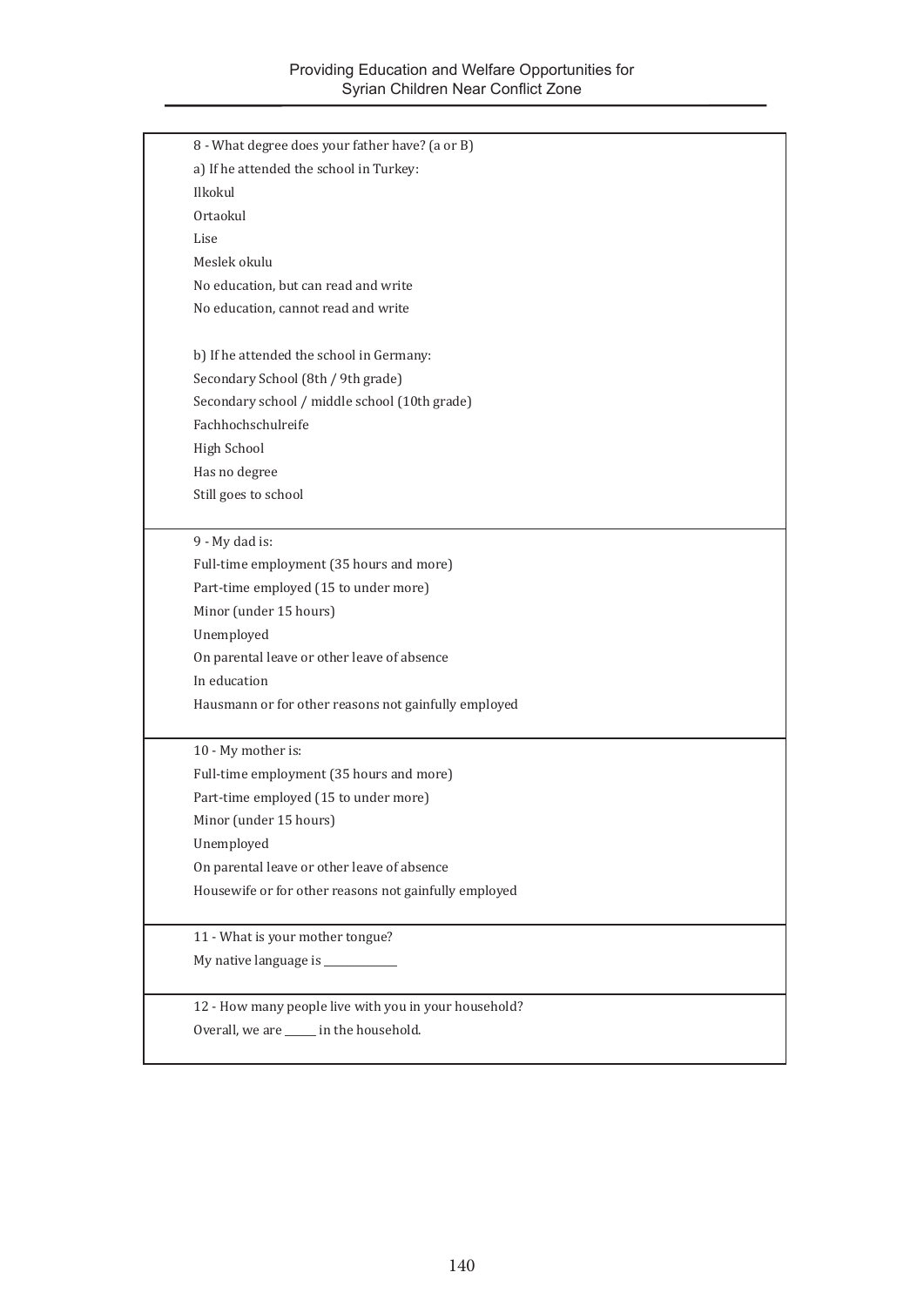8 - What degree does your father have? (a or B)

a) If he attended the school in Turkey:

Ilkokul

Ortaokul

Lise

Meslek okulu

No education, but can read and write

No education, cannot read and write

b) If he attended the school in Germany:

Secondary School (8th / 9th grade)

Secondary school / middle school (10th grade)

Fachhochschulreife

High School

Has no degree

Still goes to school

---

9 - My dad is:

Full-time employment (35 hours and more)

Part-time employed (15 to under more)

Minor (under 15 hours)

Unemployed

On parental leave or other leave of absence

In education

Hausmann or for other reasons not gainfully employed

---

10 - My mother is:

Full-time employment (35 hours and more)

Part-time employed (15 to under more)

Minor (under 15 hours)

Unemployed

On parental leave or other leave of absence

Housewife or for other reasons not gainfully employed

---

11 - What is your mother tongue?

My native language is ___________

---

12 - How many people live with you in your household?

Overall, we are _____ in the household.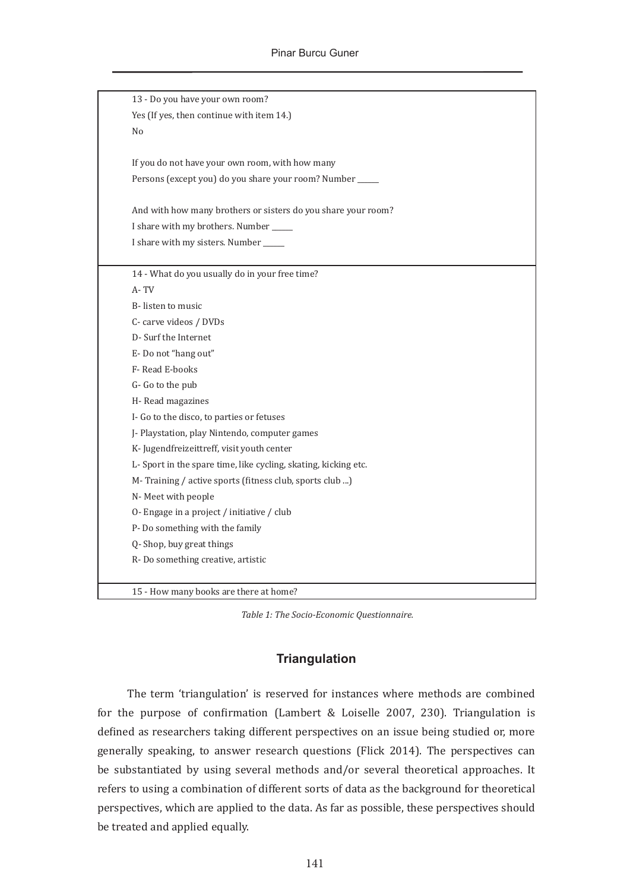| |
|---|
| 13 - Do you have your own room?<br>Yes (If yes, then continue with item 14.)<br>No<br><br>If you do not have your own room, with how many<br>Persons (except you) do you share your room? Number ______<br><br>And with how many brothers or sisters do you share your room?<br>I share with my brothers. Number ______<br>I share with my sisters. Number ______ |
| 14 - What do you usually do in your free time?<br>A- TV<br>B- listen to music<br>C- carve videos / DVDs<br>D- Surf the Internet<br>E- Do not "hang out"<br>F- Read E-books<br>G- Go to the pub<br>H- Read magazines<br>I- Go to the disco, to parties or fetuses<br>J- Playstation, play Nintendo, computer games<br>K- Jugendfreizeittreff, visit youth center<br>L- Sport in the spare time, like cycling, skating, kicking etc.<br>M- Training / active sports (fitness club, sports club ...)<br>N- Meet with people<br>O- Engage in a project / initiative / club<br>P- Do something with the family<br>Q- Shop, buy great things<br>R- Do something creative, artistic |
| 15 - How many books are there at home? |

*Table 1: The Socio-Economic Questionnaire.*

## Triangulation

The term 'triangulation' is reserved for instances where methods are combined for the purpose of confirmation (Lambert & Loiselle 2007, 230). Triangulation is defined as researchers taking different perspectives on an issue being studied or, more generally speaking, to answer research questions (Flick 2014). The perspectives can be substantiated by using several methods and/or several theoretical approaches. It refers to using a combination of different sorts of data as the background for theoretical perspectives, which are applied to the data. As far as possible, these perspectives should be treated and applied equally.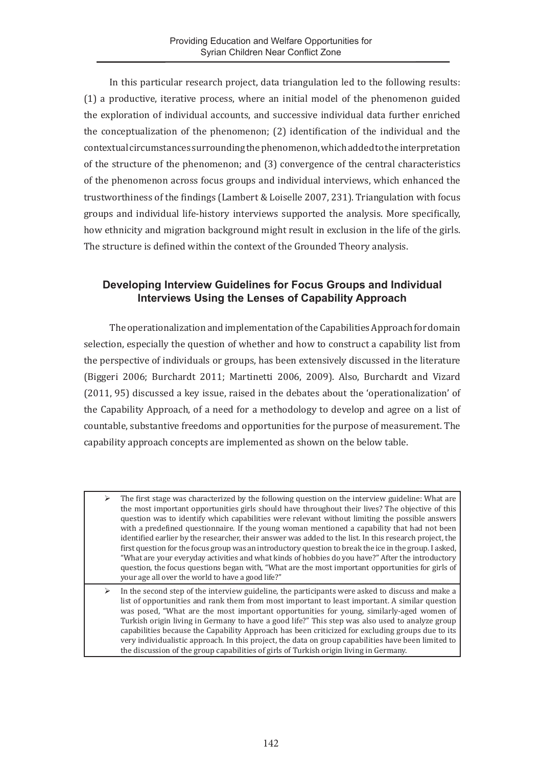In this particular research project, data triangulation led to the following results: (1) a productive, iterative process, where an initial model of the phenomenon guided the exploration of individual accounts, and successive individual data further enriched the conceptualization of the phenomenon; (2) identification of the individual and the contextual circumstances surrounding the phenomenon, which added to the interpretation of the structure of the phenomenon; and (3) convergence of the central characteristics of the phenomenon across focus groups and individual interviews, which enhanced the trustworthiness of the findings (Lambert & Loiselle 2007, 231). Triangulation with focus groups and individual life-history interviews supported the analysis. More specifically, how ethnicity and migration background might result in exclusion in the life of the girls. The structure is defined within the context of the Grounded Theory analysis.

## Developing Interview Guidelines for Focus Groups and Individual Interviews Using the Lenses of Capability Approach

The operationalization and implementation of the Capabilities Approach for domain selection, especially the question of whether and how to construct a capability list from the perspective of individuals or groups, has been extensively discussed in the literature (Biggeri 2006; Burchardt 2011; Martinetti 2006, 2009). Also, Burchardt and Vizard (2011, 95) discussed a key issue, raised in the debates about the 'operationalization' of the Capability Approach, of a need for a methodology to develop and agree on a list of countable, substantive freedoms and opportunities for the purpose of measurement. The capability approach concepts are implemented as shown on the below table.

| |
|---|
| ➢ The first stage was characterized by the following question on the interview guideline: What are the most important opportunities girls should have throughout their lives? The objective of this question was to identify which capabilities were relevant without limiting the possible answers with a predefined questionnaire. If the young woman mentioned a capability that had not been identified earlier by the researcher, their answer was added to the list. In this research project, the first question for the focus group was an introductory question to break the ice in the group. I asked, "What are your everyday activities and what kinds of hobbies do you have?" After the introductory question, the focus questions began with, "What are the most important opportunities for girls of your age all over the world to have a good life?" |
| ➢ In the second step of the interview guideline, the participants were asked to discuss and make a list of opportunities and rank them from most important to least important. A similar question was posed, "What are the most important opportunities for young, similarly-aged women of Turkish origin living in Germany to have a good life?" This step was also used to analyze group capabilities because the Capability Approach has been criticized for excluding groups due to its very individualistic approach. In this project, the data on group capabilities have been limited to the discussion of the group capabilities of girls of Turkish origin living in Germany. |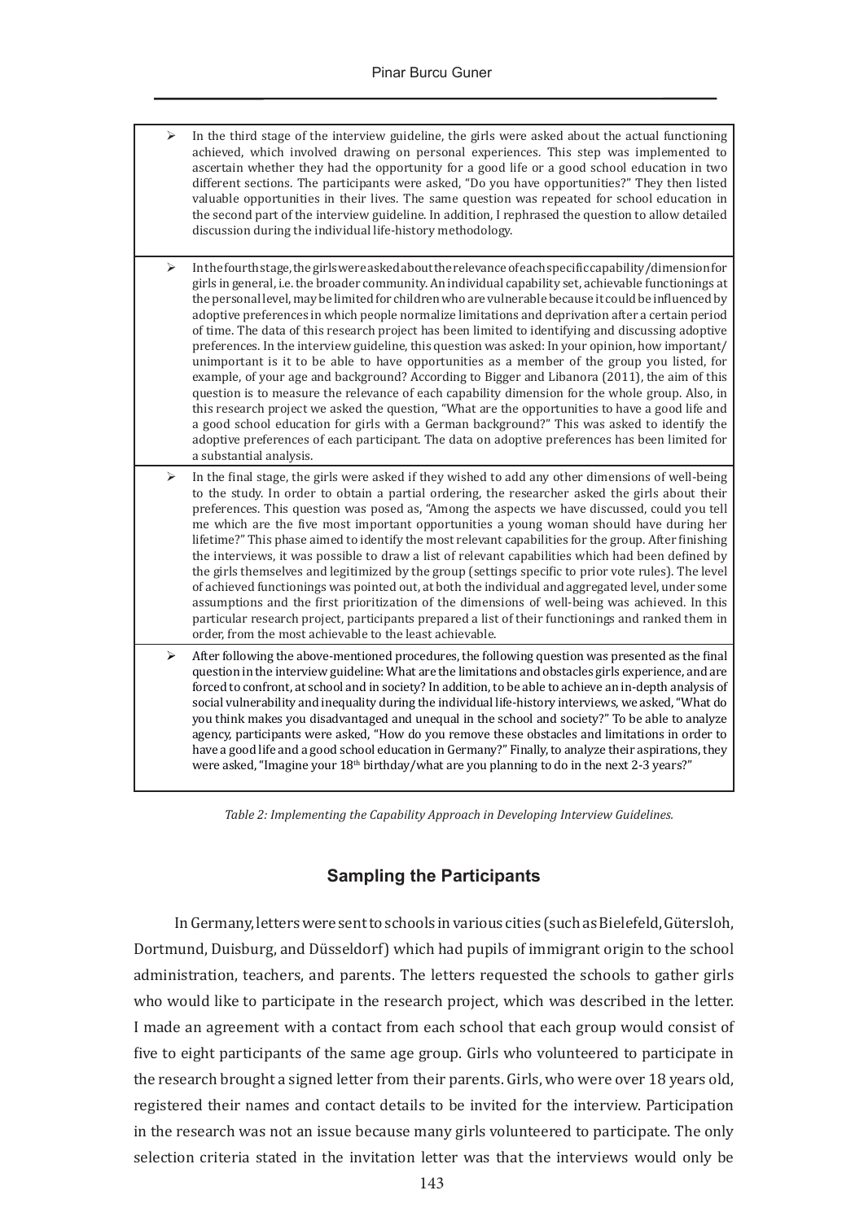| |
|---|
| ➢ In the third stage of the interview guideline, the girls were asked about the actual functioning achieved, which involved drawing on personal experiences. This step was implemented to ascertain whether they had the opportunity for a good life or a good school education in two different sections. The participants were asked, "Do you have opportunities?" They then listed valuable opportunities in their lives. The same question was repeated for school education in the second part of the interview guideline. In addition, I rephrased the question to allow detailed discussion during the individual life-history methodology. |
| ➢ In the fourth stage, the girls were asked about the relevance of each specific capability/dimension for girls in general, i.e. the broader community. An individual capability set, achievable functionings at the personal level, may be limited for children who are vulnerable because it could be influenced by adoptive preferences in which people normalize limitations and deprivation after a certain period of time. The data of this research project has been limited to identifying and discussing adoptive preferences. In the interview guideline, this question was asked: In your opinion, how important/unimportant is it to be able to have opportunities as a member of the group you listed, for example, of your age and background? According to Bigger and Libanora (2011), the aim of this question is to measure the relevance of each capability dimension for the whole group. Also, in this research project we asked the question, "What are the opportunities to have a good life and a good school education for girls with a German background?" This was asked to identify the adoptive preferences of each participant. The data on adoptive preferences has been limited for a substantial analysis. |
| ➢ In the final stage, the girls were asked if they wished to add any other dimensions of well-being to the study. In order to obtain a partial ordering, the researcher asked the girls about their preferences. This question was posed as, "Among the aspects we have discussed, could you tell me which are the five most important opportunities a young woman should have during her lifetime?" This phase aimed to identify the most relevant capabilities for the group. After finishing the interviews, it was possible to draw a list of relevant capabilities which had been defined by the girls themselves and legitimized by the group (settings specific to prior vote rules). The level of achieved functionings was pointed out, at both the individual and aggregated level, under some assumptions and the first prioritization of the dimensions of well-being was achieved. In this particular research project, participants prepared a list of their functionings and ranked them in order, from the most achievable to the least achievable. |
| ➢ After following the above-mentioned procedures, the following question was presented as the final question in the interview guideline: What are the limitations and obstacles girls experience, and are forced to confront, at school and in society? In addition, to be able to achieve an in-depth analysis of social vulnerability and inequality during the individual life-history interviews, we asked, "What do you think makes you disadvantaged and unequal in the school and society?" To be able to analyze agency, participants were asked, "How do you remove these obstacles and limitations in order to have a good life and a good school education in Germany?" Finally, to analyze their aspirations, they were asked, "Imagine your 18th birthday/what are you planning to do in the next 2-3 years?" |

*Table 2: Implementing the Capability Approach in Developing Interview Guidelines.*

## Sampling the Participants

In Germany, letters were sent to schools in various cities (such as Bielefeld, Gütersloh, Dortmund, Duisburg, and Düsseldorf) which had pupils of immigrant origin to the school administration, teachers, and parents. The letters requested the schools to gather girls who would like to participate in the research project, which was described in the letter. I made an agreement with a contact from each school that each group would consist of five to eight participants of the same age group. Girls who volunteered to participate in the research brought a signed letter from their parents. Girls, who were over 18 years old, registered their names and contact details to be invited for the interview. Participation in the research was not an issue because many girls volunteered to participate. The only selection criteria stated in the invitation letter was that the interviews would only be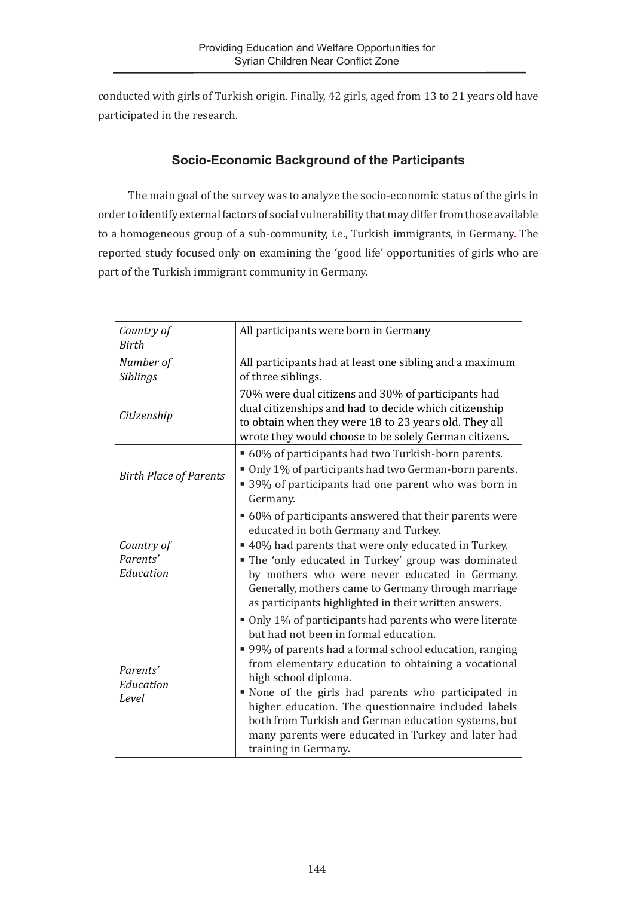conducted with girls of Turkish origin. Finally, 42 girls, aged from 13 to 21 years old have participated in the research.

## Socio-Economic Background of the Participants

The main goal of the survey was to analyze the socio-economic status of the girls in order to identify external factors of social vulnerability that may differ from those available to a homogeneous group of a sub-community, i.e., Turkish immigrants, in Germany. The reported study focused only on examining the 'good life' opportunities of girls who are part of the Turkish immigrant community in Germany.

| | |
|---|---|
| *Country of Birth* | All participants were born in Germany |
| *Number of Siblings* | All participants had at least one sibling and a maximum of three siblings. |
| *Citizenship* | 70% were dual citizens and 30% of participants had dual citizenships and had to decide which citizenship to obtain when they were 18 to 23 years old. They all wrote they would choose to be solely German citizens. |
| *Birth Place of Parents* | ▪ 60% of participants had two Turkish-born parents.<br>▪ Only 1% of participants had two German-born parents.<br>▪ 39% of participants had one parent who was born in Germany. |
| *Country of Parents' Education* | ▪ 60% of participants answered that their parents were educated in both Germany and Turkey.<br>▪ 40% had parents that were only educated in Turkey.<br>▪ The 'only educated in Turkey' group was dominated by mothers who were never educated in Germany. Generally, mothers came to Germany through marriage as participants highlighted in their written answers. |
| *Parents' Education Level* | ▪ Only 1% of participants had parents who were literate but had not been in formal education.<br>▪ 99% of parents had a formal school education, ranging from elementary education to obtaining a vocational high school diploma.<br>▪ None of the girls had parents who participated in higher education. The questionnaire included labels both from Turkish and German education systems, but many parents were educated in Turkey and later had training in Germany. |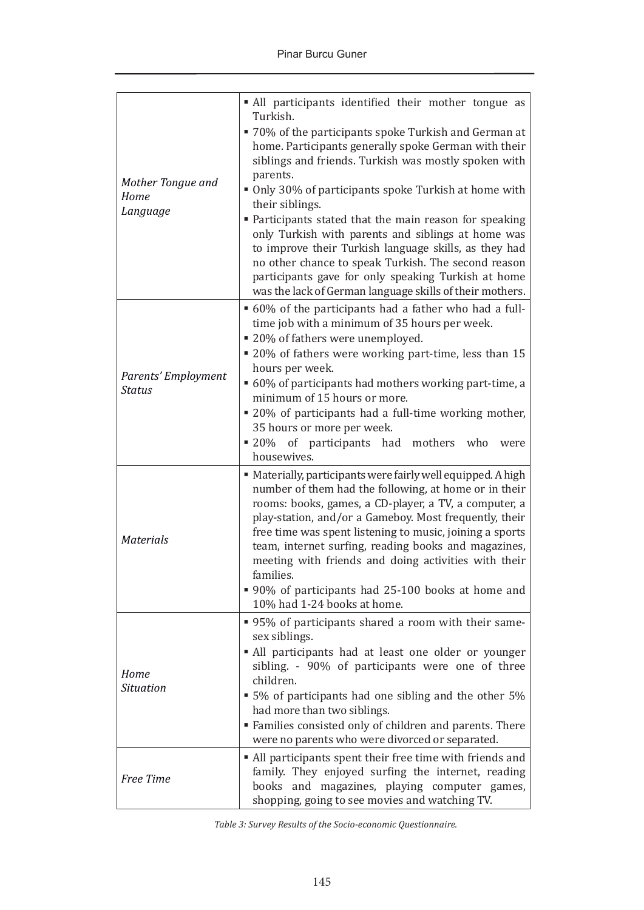| | |
|---|---|
| *Mother Tongue and Home Language* | ▪ All participants identified their mother tongue as Turkish.<br>▪ 70% of the participants spoke Turkish and German at home. Participants generally spoke German with their siblings and friends. Turkish was mostly spoken with parents.<br>▪ Only 30% of participants spoke Turkish at home with their siblings.<br>▪ Participants stated that the main reason for speaking only Turkish with parents and siblings at home was to improve their Turkish language skills, as they had no other chance to speak Turkish. The second reason participants gave for only speaking Turkish at home was the lack of German language skills of their mothers. |
| *Parents' Employment Status* | ▪ 60% of the participants had a father who had a full-time job with a minimum of 35 hours per week.<br>▪ 20% of fathers were unemployed.<br>▪ 20% of fathers were working part-time, less than 15 hours per week.<br>▪ 60% of participants had mothers working part-time, a minimum of 15 hours or more.<br>▪ 20% of participants had a full-time working mother, 35 hours or more per week.<br>▪ 20% of participants had mothers who were housewives. |
| *Materials* | ▪ Materially, participants were fairly well equipped. A high number of them had the following, at home or in their rooms: books, games, a CD-player, a TV, a computer, a play-station, and/or a Gameboy. Most frequently, their free time was spent listening to music, joining a sports team, internet surfing, reading books and magazines, meeting with friends and doing activities with their families.<br>▪ 90% of participants had 25-100 books at home and 10% had 1-24 books at home. |
| *Home Situation* | ▪ 95% of participants shared a room with their same-sex siblings.<br>▪ All participants had at least one older or younger sibling. - 90% of participants were one of three children.<br>▪ 5% of participants had one sibling and the other 5% had more than two siblings.<br>▪ Families consisted only of children and parents. There were no parents who were divorced or separated. |
| *Free Time* | ▪ All participants spent their free time with friends and family. They enjoyed surfing the internet, reading books and magazines, playing computer games, shopping, going to see movies and watching TV. |

*Table 3: Survey Results of the Socio-economic Questionnaire.*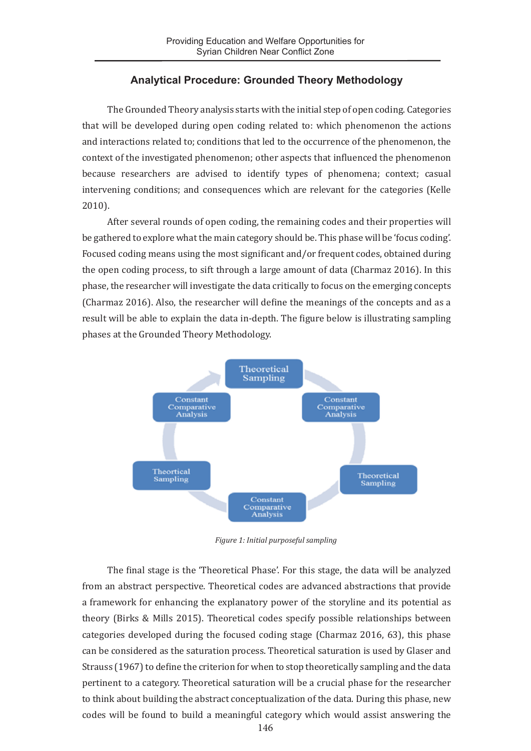## Analytical Procedure: Grounded Theory Methodology

The Grounded Theory analysis starts with the initial step of open coding. Categories that will be developed during open coding related to: which phenomenon the actions and interactions related to; conditions that led to the occurrence of the phenomenon, the context of the investigated phenomenon; other aspects that influenced the phenomenon because researchers are advised to identify types of phenomena; context; casual intervening conditions; and consequences which are relevant for the categories (Kelle 2010).

After several rounds of open coding, the remaining codes and their properties will be gathered to explore what the main category should be. This phase will be 'focus coding'. Focused coding means using the most significant and/or frequent codes, obtained during the open coding process, to sift through a large amount of data (Charmaz 2016). In this phase, the researcher will investigate the data critically to focus on the emerging concepts (Charmaz 2016). Also, the researcher will define the meanings of the concepts and as a result will be able to explain the data in-depth. The figure below is illustrating sampling phases at the Grounded Theory Methodology.

Theoretical Sampling → Constant Comparative Analysis → Theoretical Sampling → Constant Comparative Analysis → Theortical Sampling → Constant Comparative Analysis

*Figure 1: Initial purposeful sampling*

The final stage is the 'Theoretical Phase'. For this stage, the data will be analyzed from an abstract perspective. Theoretical codes are advanced abstractions that provide a framework for enhancing the explanatory power of the storyline and its potential as theory (Birks & Mills 2015). Theoretical codes specify possible relationships between categories developed during the focused coding stage (Charmaz 2016, 63), this phase can be considered as the saturation process. Theoretical saturation is used by Glaser and Strauss (1967) to define the criterion for when to stop theoretically sampling and the data pertinent to a category. Theoretical saturation will be a crucial phase for the researcher to think about building the abstract conceptualization of the data. During this phase, new codes will be found to build a meaningful category which would assist answering the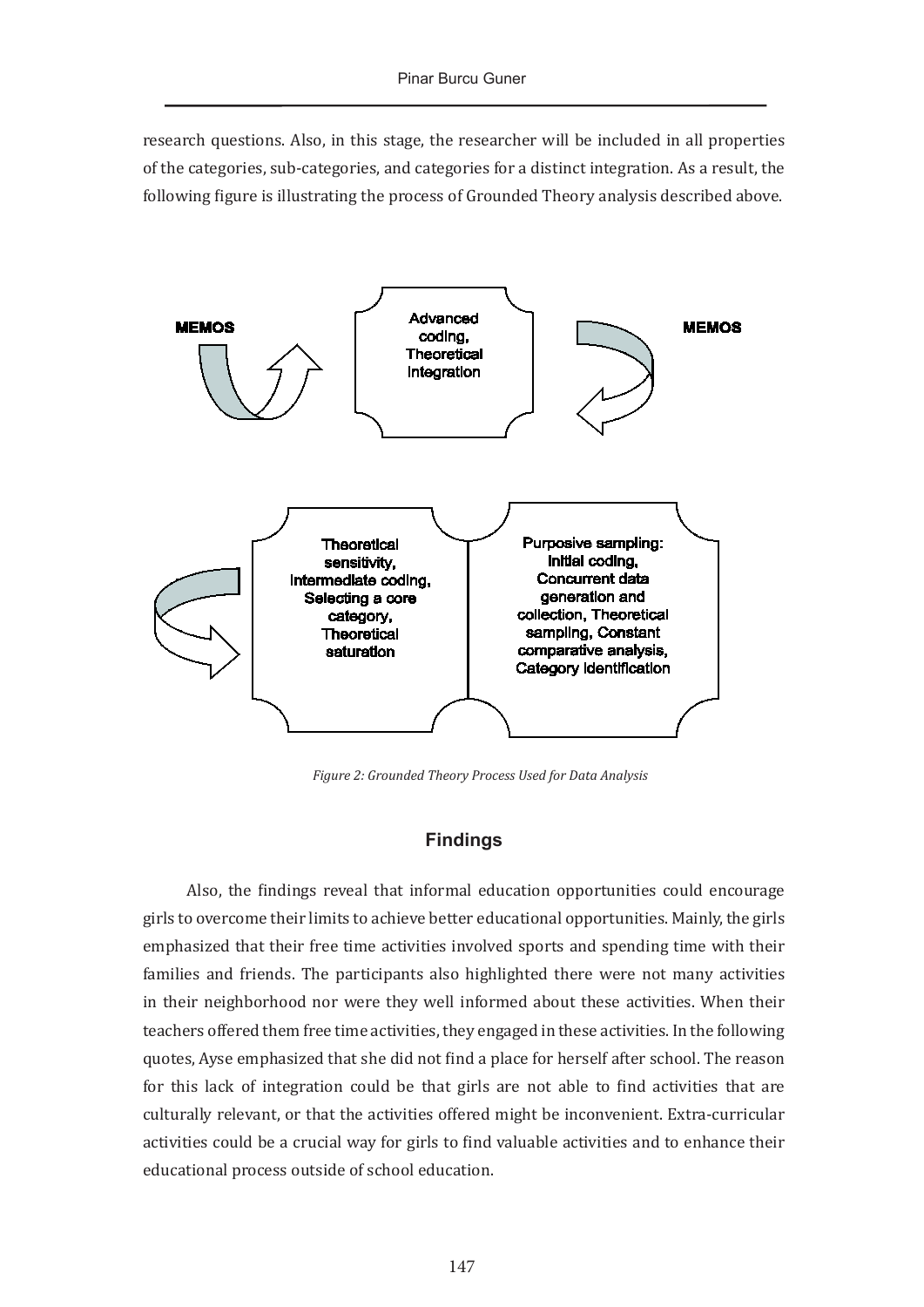research questions. Also, in this stage, the researcher will be included in all properties of the categories, sub-categories, and categories for a distinct integration. As a result, the following figure is illustrating the process of Grounded Theory analysis described above.

MEMOS

Advanced coding, Theoretical integration

MEMOS

Theoretical sensitivity, Intermediate coding, Selecting a core category, Theoretical saturation

Purposive sampling: Initial coding, Concurrent data generation and collection, Theoretical sampling, Constant comparative analysis, Category identification

*Figure 2: Grounded Theory Process Used for Data Analysis*

## Findings

Also, the findings reveal that informal education opportunities could encourage girls to overcome their limits to achieve better educational opportunities. Mainly, the girls emphasized that their free time activities involved sports and spending time with their families and friends. The participants also highlighted there were not many activities in their neighborhood nor were they well informed about these activities. When their teachers offered them free time activities, they engaged in these activities. In the following quotes, Ayse emphasized that she did not find a place for herself after school. The reason for this lack of integration could be that girls are not able to find activities that are culturally relevant, or that the activities offered might be inconvenient. Extra-curricular activities could be a crucial way for girls to find valuable activities and to enhance their educational process outside of school education.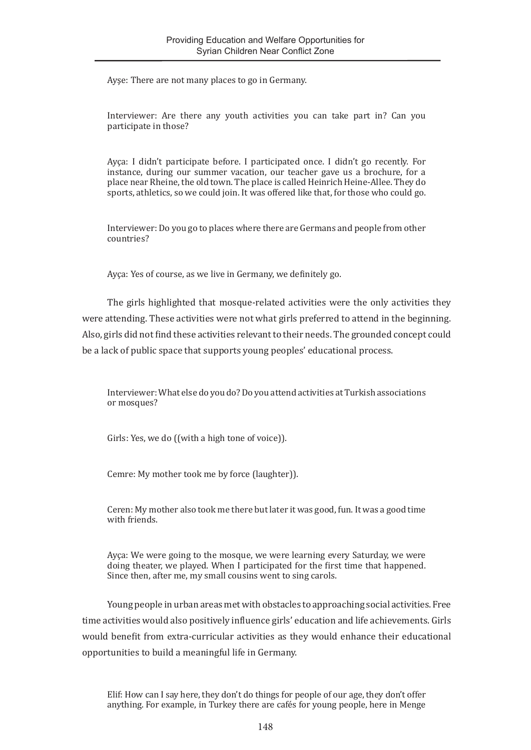Ayşe: There are not many places to go in Germany.

Interviewer: Are there any youth activities you can take part in? Can you participate in those?

Ayça: I didn't participate before. I participated once. I didn't go recently. For instance, during our summer vacation, our teacher gave us a brochure, for a place near Rheine, the old town. The place is called Heinrich Heine-Allee. They do sports, athletics, so we could join. It was offered like that, for those who could go.

Interviewer: Do you go to places where there are Germans and people from other countries?

Ayça: Yes of course, as we live in Germany, we definitely go.

The girls highlighted that mosque-related activities were the only activities they were attending. These activities were not what girls preferred to attend in the beginning. Also, girls did not find these activities relevant to their needs. The grounded concept could be a lack of public space that supports young peoples' educational process.

Interviewer: What else do you do? Do you attend activities at Turkish associations or mosques?

Girls: Yes, we do ((with a high tone of voice)).

Cemre: My mother took me by force (laughter)).

Ceren: My mother also took me there but later it was good, fun. It was a good time with friends.

Ayça: We were going to the mosque, we were learning every Saturday, we were doing theater, we played. When I participated for the first time that happened. Since then, after me, my small cousins went to sing carols.

Young people in urban areas met with obstacles to approaching social activities. Free time activities would also positively influence girls' education and life achievements. Girls would benefit from extra-curricular activities as they would enhance their educational opportunities to build a meaningful life in Germany.

Elif: How can I say here, they don't do things for people of our age, they don't offer anything. For example, in Turkey there are cafés for young people, here in Menge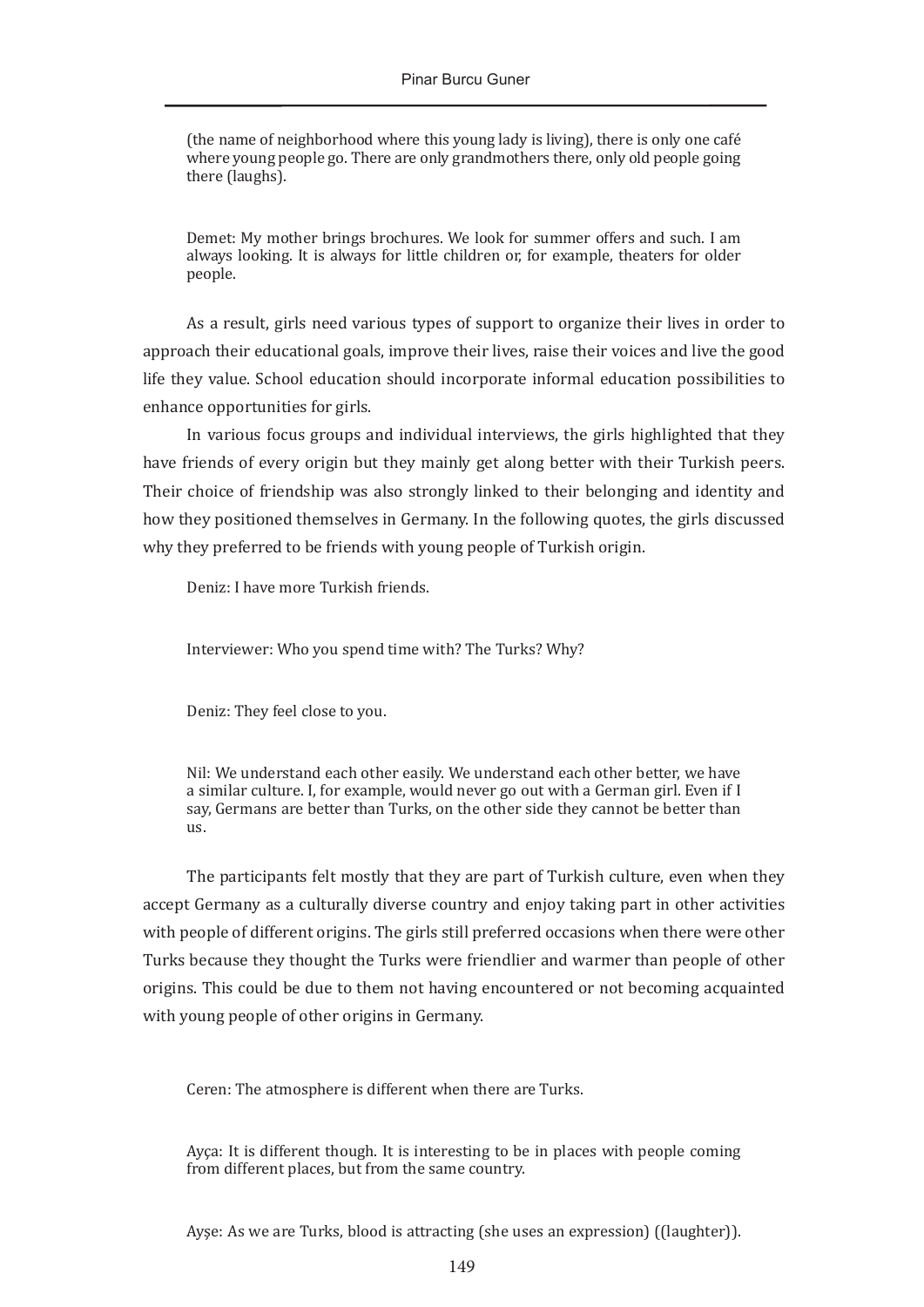(the name of neighborhood where this young lady is living), there is only one café where young people go. There are only grandmothers there, only old people going there (laughs).

Demet: My mother brings brochures. We look for summer offers and such. I am always looking. It is always for little children or, for example, theaters for older people.

As a result, girls need various types of support to organize their lives in order to approach their educational goals, improve their lives, raise their voices and live the good life they value. School education should incorporate informal education possibilities to enhance opportunities for girls.

In various focus groups and individual interviews, the girls highlighted that they have friends of every origin but they mainly get along better with their Turkish peers. Their choice of friendship was also strongly linked to their belonging and identity and how they positioned themselves in Germany. In the following quotes, the girls discussed why they preferred to be friends with young people of Turkish origin.

Deniz: I have more Turkish friends.

Interviewer: Who you spend time with? The Turks? Why?

Deniz: They feel close to you.

Nil: We understand each other easily. We understand each other better, we have a similar culture. I, for example, would never go out with a German girl. Even if I say, Germans are better than Turks, on the other side they cannot be better than us.

The participants felt mostly that they are part of Turkish culture, even when they accept Germany as a culturally diverse country and enjoy taking part in other activities with people of different origins. The girls still preferred occasions when there were other Turks because they thought the Turks were friendlier and warmer than people of other origins. This could be due to them not having encountered or not becoming acquainted with young people of other origins in Germany.

Ceren: The atmosphere is different when there are Turks.

Ayça: It is different though. It is interesting to be in places with people coming from different places, but from the same country.

Ayşe: As we are Turks, blood is attracting (she uses an expression) ((laughter)).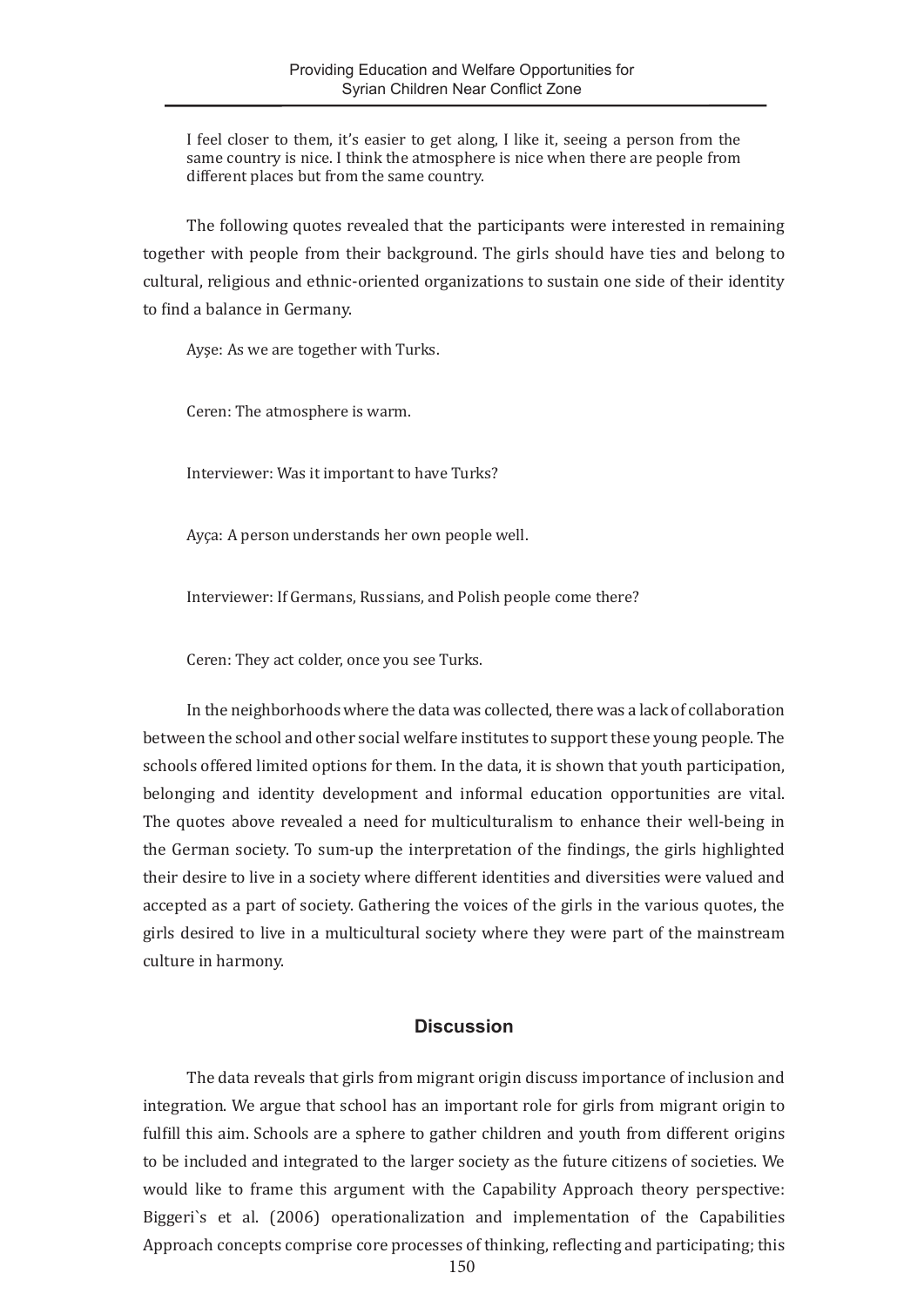I feel closer to them, it's easier to get along, I like it, seeing a person from the same country is nice. I think the atmosphere is nice when there are people from different places but from the same country.

The following quotes revealed that the participants were interested in remaining together with people from their background. The girls should have ties and belong to cultural, religious and ethnic-oriented organizations to sustain one side of their identity to find a balance in Germany.

Ayşe: As we are together with Turks.

Ceren: The atmosphere is warm.

Interviewer: Was it important to have Turks?

Ayça: A person understands her own people well.

Interviewer: If Germans, Russians, and Polish people come there?

Ceren: They act colder, once you see Turks.

In the neighborhoods where the data was collected, there was a lack of collaboration between the school and other social welfare institutes to support these young people. The schools offered limited options for them. In the data, it is shown that youth participation, belonging and identity development and informal education opportunities are vital. The quotes above revealed a need for multiculturalism to enhance their well-being in the German society. To sum-up the interpretation of the findings, the girls highlighted their desire to live in a society where different identities and diversities were valued and accepted as a part of society. Gathering the voices of the girls in the various quotes, the girls desired to live in a multicultural society where they were part of the mainstream culture in harmony.

## Discussion

The data reveals that girls from migrant origin discuss importance of inclusion and integration. We argue that school has an important role for girls from migrant origin to fulfill this aim. Schools are a sphere to gather children and youth from different origins to be included and integrated to the larger society as the future citizens of societies. We would like to frame this argument with the Capability Approach theory perspective: Biggeri`s et al. (2006) operationalization and implementation of the Capabilities Approach concepts comprise core processes of thinking, reflecting and participating; this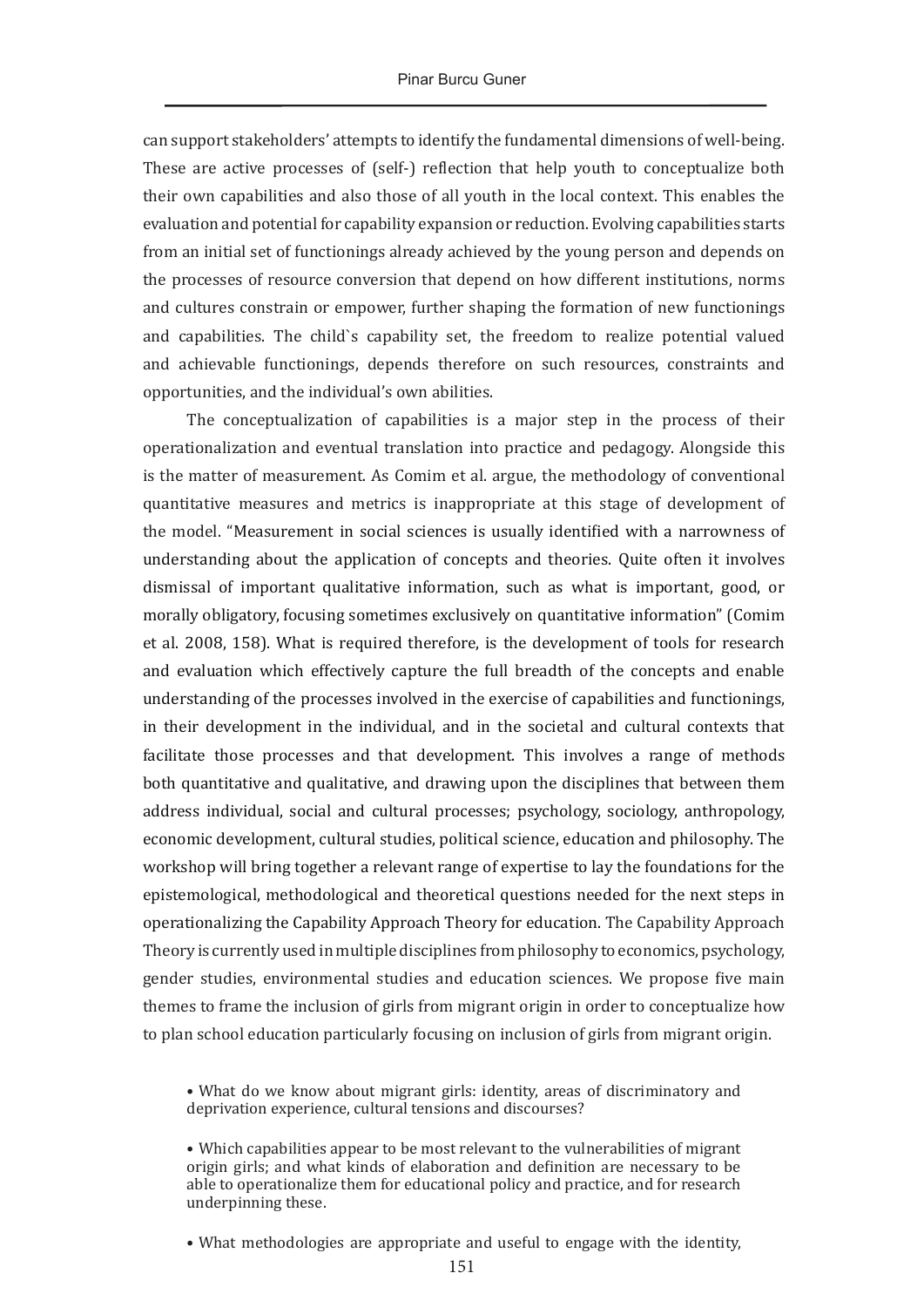can support stakeholders' attempts to identify the fundamental dimensions of well-being. These are active processes of (self-) reflection that help youth to conceptualize both their own capabilities and also those of all youth in the local context. This enables the evaluation and potential for capability expansion or reduction. Evolving capabilities starts from an initial set of functionings already achieved by the young person and depends on the processes of resource conversion that depend on how different institutions, norms and cultures constrain or empower, further shaping the formation of new functionings and capabilities. The child`s capability set, the freedom to realize potential valued and achievable functionings, depends therefore on such resources, constraints and opportunities, and the individual's own abilities.

The conceptualization of capabilities is a major step in the process of their operationalization and eventual translation into practice and pedagogy. Alongside this is the matter of measurement. As Comim et al. argue, the methodology of conventional quantitative measures and metrics is inappropriate at this stage of development of the model. "Measurement in social sciences is usually identified with a narrowness of understanding about the application of concepts and theories. Quite often it involves dismissal of important qualitative information, such as what is important, good, or morally obligatory, focusing sometimes exclusively on quantitative information" (Comim et al. 2008, 158). What is required therefore, is the development of tools for research and evaluation which effectively capture the full breadth of the concepts and enable understanding of the processes involved in the exercise of capabilities and functionings, in their development in the individual, and in the societal and cultural contexts that facilitate those processes and that development. This involves a range of methods both quantitative and qualitative, and drawing upon the disciplines that between them address individual, social and cultural processes; psychology, sociology, anthropology, economic development, cultural studies, political science, education and philosophy. The workshop will bring together a relevant range of expertise to lay the foundations for the epistemological, methodological and theoretical questions needed for the next steps in operationalizing the Capability Approach Theory for education. The Capability Approach Theory is currently used in multiple disciplines from philosophy to economics, psychology, gender studies, environmental studies and education sciences. We propose five main themes to frame the inclusion of girls from migrant origin in order to conceptualize how to plan school education particularly focusing on inclusion of girls from migrant origin.

- What do we know about migrant girls: identity, areas of discriminatory and deprivation experience, cultural tensions and discourses?

- Which capabilities appear to be most relevant to the vulnerabilities of migrant origin girls; and what kinds of elaboration and definition are necessary to be able to operationalize them for educational policy and practice, and for research underpinning these.

- What methodologies are appropriate and useful to engage with the identity,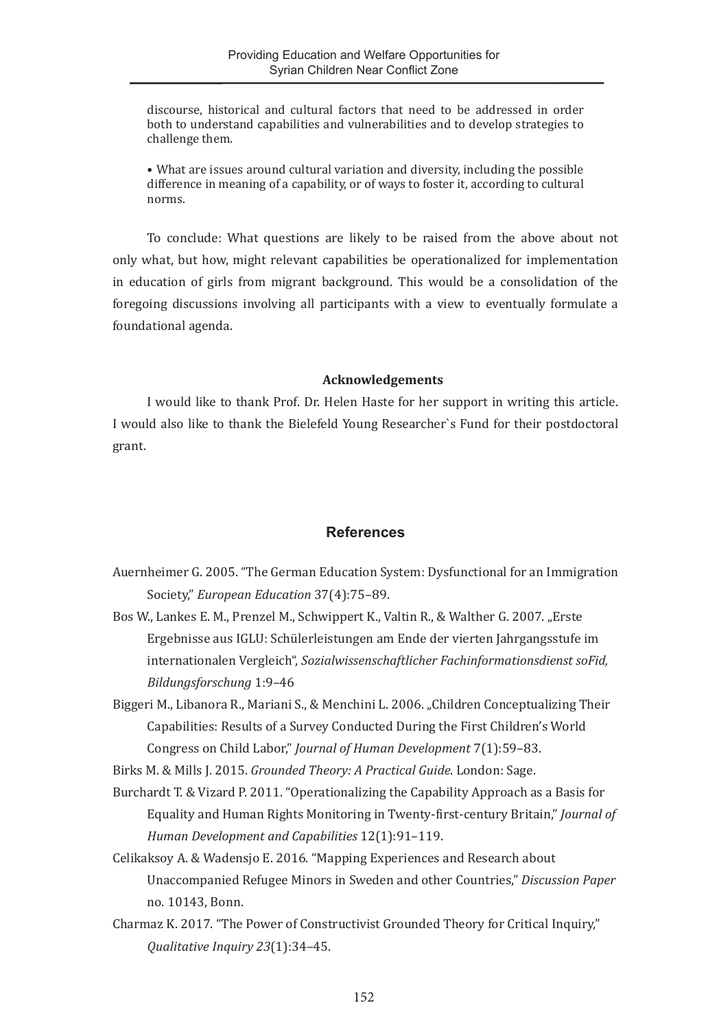discourse, historical and cultural factors that need to be addressed in order both to understand capabilities and vulnerabilities and to develop strategies to challenge them.

• What are issues around cultural variation and diversity, including the possible difference in meaning of a capability, or of ways to foster it, according to cultural norms.

To conclude: What questions are likely to be raised from the above about not only what, but how, might relevant capabilities be operationalized for implementation in education of girls from migrant background. This would be a consolidation of the foregoing discussions involving all participants with a view to eventually formulate a foundational agenda.

**Acknowledgements**

I would like to thank Prof. Dr. Helen Haste for her support in writing this article. I would also like to thank the Bielefeld Young Researcher`s Fund for their postdoctoral grant.

## References

Auernheimer G. 2005. "The German Education System: Dysfunctional for an Immigration Society," *European Education* 37(4):75–89.

Bos W., Lankes E. M., Prenzel M., Schwippert K., Valtin R., & Walther G. 2007. „Erste Ergebnisse aus IGLU: Schülerleistungen am Ende der vierten Jahrgangsstufe im internationalen Vergleich", *Sozialwissenschaftlicher Fachinformationsdienst soFid, Bildungsforschung* 1:9–46

Biggeri M., Libanora R., Mariani S., & Menchini L. 2006. „Children Conceptualizing Their Capabilities: Results of a Survey Conducted During the First Children's World Congress on Child Labor," *Journal of Human Development* 7(1):59–83.

Birks M. & Mills J. 2015. *Grounded Theory: A Practical Guide*. London: Sage.

Burchardt T. & Vizard P. 2011. "Operationalizing the Capability Approach as a Basis for Equality and Human Rights Monitoring in Twenty-first-century Britain," *Journal of Human Development and Capabilities* 12(1):91–119.

Celikaksoy A. & Wadensjo E. 2016. "Mapping Experiences and Research about Unaccompanied Refugee Minors in Sweden and other Countries," *Discussion Paper* no. 10143, Bonn.

Charmaz K. 2017. "The Power of Constructivist Grounded Theory for Critical Inquiry," *Qualitative Inquiry 23*(1):34–45.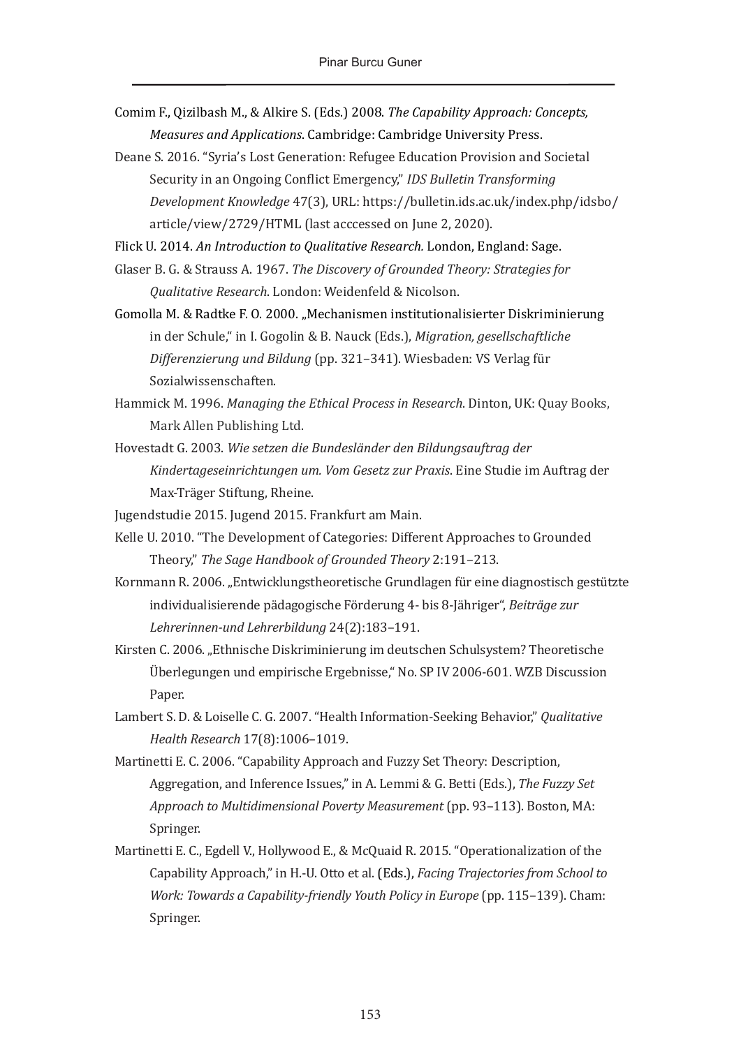Comim F., Qizilbash M., & Alkire S. (Eds.) 2008. *The Capability Approach: Concepts, Measures and Applications*. Cambridge: Cambridge University Press.

Deane S. 2016. "Syria's Lost Generation: Refugee Education Provision and Societal Security in an Ongoing Conflict Emergency," *IDS Bulletin Transforming Development Knowledge* 47(3), URL: https://bulletin.ids.ac.uk/index.php/idsbo/article/view/2729/HTML (last acccessed on June 2, 2020).

Flick U. 2014. *An Introduction to Qualitative Research.* London, England: Sage.

Glaser B. G. & Strauss A. 1967. *The Discovery of Grounded Theory: Strategies for Qualitative Research*. London: Weidenfeld & Nicolson.

Gomolla M. & Radtke F. O. 2000. „Mechanismen institutionalisierter Diskriminierung in der Schule," in I. Gogolin & B. Nauck (Eds.), *Migration, gesellschaftliche Differenzierung und Bildung* (pp. 321–341). Wiesbaden: VS Verlag für Sozialwissenschaften.

Hammick M. 1996. *Managing the Ethical Process in Research*. Dinton, UK: Quay Books, Mark Allen Publishing Ltd.

Hovestadt G. 2003. *Wie setzen die Bundesländer den Bildungsauftrag der Kindertageseinrichtungen um. Vom Gesetz zur Praxis*. Eine Studie im Auftrag der Max-Träger Stiftung, Rheine.

Jugendstudie 2015. Jugend 2015. Frankfurt am Main.

Kelle U. 2010. "The Development of Categories: Different Approaches to Grounded Theory," *The Sage Handbook of Grounded Theory* 2:191–213.

Kornmann R. 2006. „Entwicklungstheoretische Grundlagen für eine diagnostisch gestützte individualisierende pädagogische Förderung 4- bis 8-Jähriger", *Beiträge zur Lehrerinnen-und Lehrerbildung* 24(2):183–191.

Kirsten C. 2006. „Ethnische Diskriminierung im deutschen Schulsystem? Theoretische Überlegungen und empirische Ergebnisse," No. SP IV 2006-601. WZB Discussion Paper.

Lambert S. D. & Loiselle C. G. 2007. "Health Information-Seeking Behavior," *Qualitative Health Research* 17(8):1006–1019.

Martinetti E. C. 2006. "Capability Approach and Fuzzy Set Theory: Description, Aggregation, and Inference Issues," in A. Lemmi & G. Betti (Eds.), *The Fuzzy Set Approach to Multidimensional Poverty Measurement* (pp. 93–113). Boston, MA: Springer.

Martinetti E. C., Egdell V., Hollywood E., & McQuaid R. 2015. "Operationalization of the Capability Approach," in H.-U. Otto et al. (Eds.), *Facing Trajectories from School to Work: Towards a Capability-friendly Youth Policy in Europe* (pp. 115–139). Cham: Springer.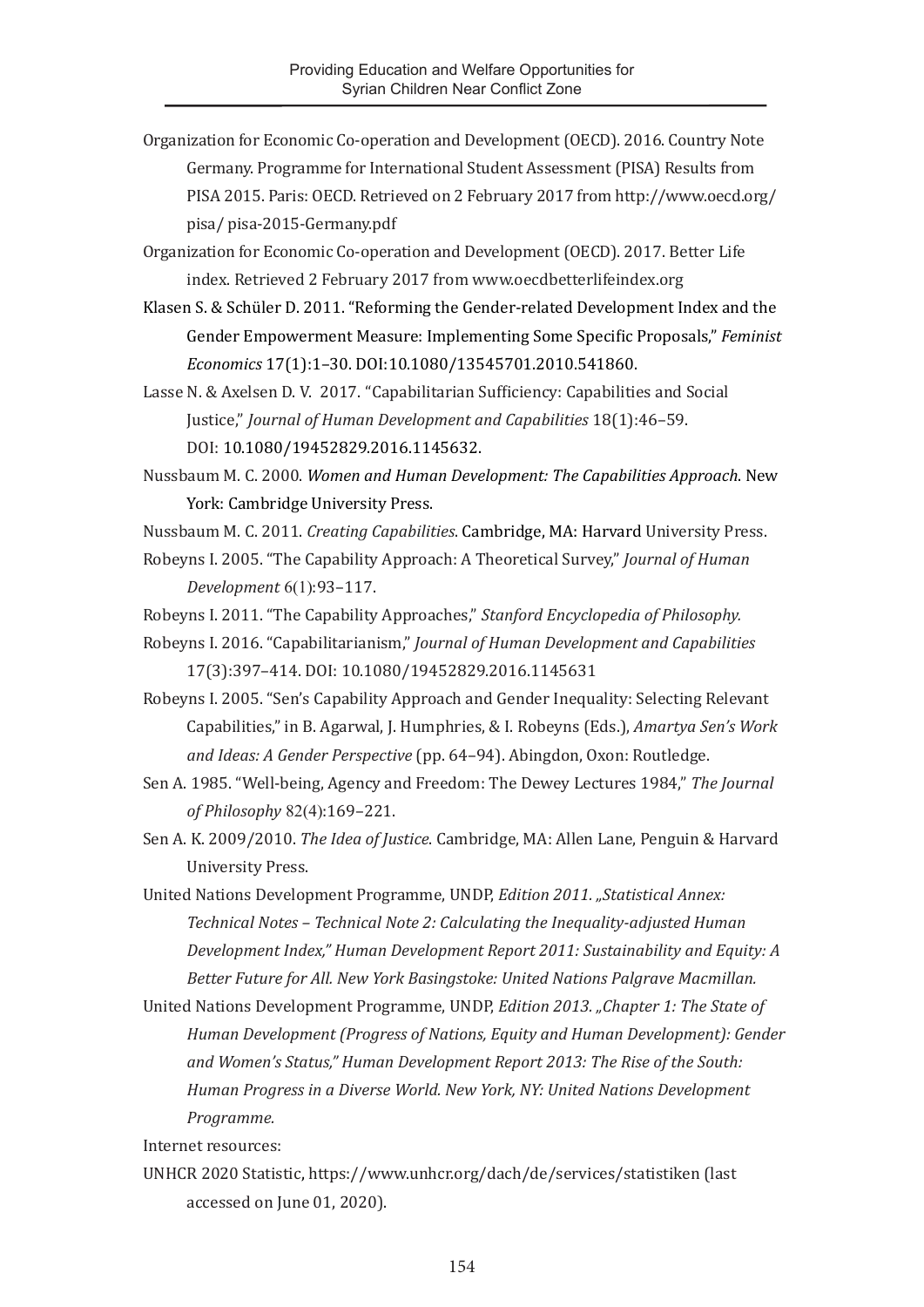Organization for Economic Co-operation and Development (OECD). 2016. Country Note Germany. Programme for International Student Assessment (PISA) Results from PISA 2015. Paris: OECD. Retrieved on 2 February 2017 from http://www.oecd.org/pisa/ pisa-2015-Germany.pdf

Organization for Economic Co-operation and Development (OECD). 2017. Better Life index. Retrieved 2 February 2017 from www.oecdbetterlifeindex.org

Klasen S. & Schüler D. 2011. "Reforming the Gender-related Development Index and the Gender Empowerment Measure: Implementing Some Specific Proposals," *Feminist Economics* 17(1):1–30. DOI:10.1080/13545701.2010.541860.

Lasse N. & Axelsen D. V. 2017. "Capabilitarian Sufficiency: Capabilities and Social Justice," *Journal of Human Development and Capabilities* 18(1):46–59. DOI: 10.1080/19452829.2016.1145632.

Nussbaum M. C. 2000. *Women and Human Development: The Capabilities Approach*. New York: Cambridge University Press.

Nussbaum M. C. 2011. *Creating Capabilities*. Cambridge, MA: Harvard University Press.

Robeyns I. 2005. "The Capability Approach: A Theoretical Survey," *Journal of Human Development* 6(1):93–117.

Robeyns I. 2011. "The Capability Approaches," *Stanford Encyclopedia of Philosophy.*

Robeyns I. 2016. "Capabilitarianism," *Journal of Human Development and Capabilities* 17(3):397–414. DOI: 10.1080/19452829.2016.1145631

Robeyns I. 2005. "Sen's Capability Approach and Gender Inequality: Selecting Relevant Capabilities," in B. Agarwal, J. Humphries, & I. Robeyns (Eds.), *Amartya Sen's Work and Ideas: A Gender Perspective* (pp. 64–94). Abingdon, Oxon: Routledge.

Sen A. 1985. "Well-being, Agency and Freedom: The Dewey Lectures 1984," *The Journal of Philosophy* 82(4):169–221.

Sen A. K. 2009/2010. *The Idea of Justice.* Cambridge, MA: Allen Lane, Penguin & Harvard University Press.

United Nations Development Programme, UNDP, *Edition 2011. „Statistical Annex: Technical Notes – Technical Note 2: Calculating the Inequality-adjusted Human Development Index," Human Development Report 2011: Sustainability and Equity: A Better Future for All. New York Basingstoke: United Nations Palgrave Macmillan.*

United Nations Development Programme, UNDP, *Edition 2013. „Chapter 1: The State of Human Development (Progress of Nations, Equity and Human Development): Gender and Women's Status," Human Development Report 2013: The Rise of the South: Human Progress in a Diverse World. New York, NY: United Nations Development Programme.*

Internet resources:

UNHCR 2020 Statistic, https://www.unhcr.org/dach/de/services/statistiken (last accessed on June 01, 2020).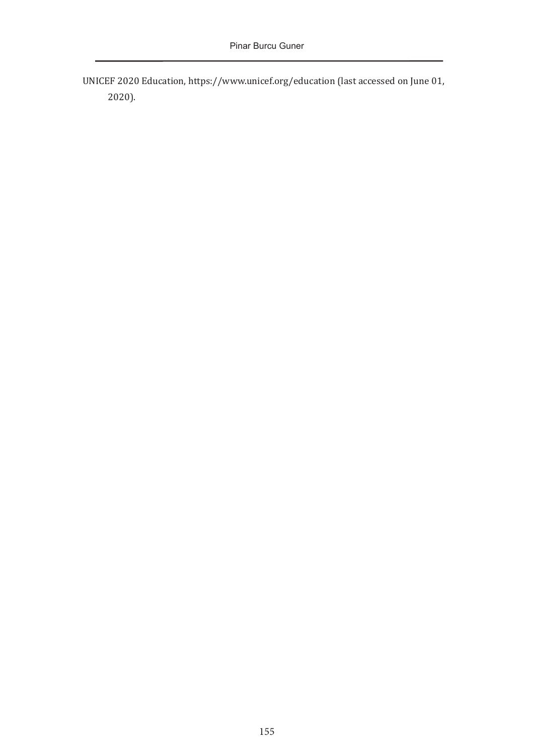UNICEF 2020 Education, https://www.unicef.org/education (last accessed on June 01, 2020).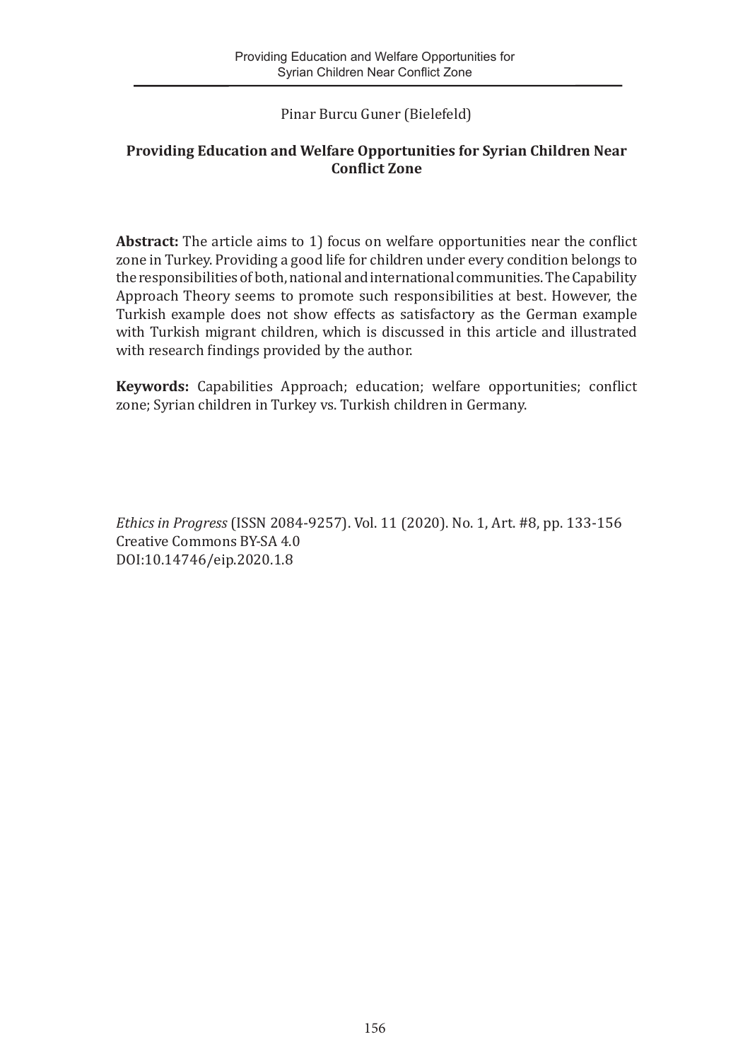Pinar Burcu Guner (Bielefeld)

**Providing Education and Welfare Opportunities for Syrian Children Near Conflict Zone**

**Abstract:** The article aims to 1) focus on welfare opportunities near the conflict zone in Turkey. Providing a good life for children under every condition belongs to the responsibilities of both, national and international communities. The Capability Approach Theory seems to promote such responsibilities at best. However, the Turkish example does not show effects as satisfactory as the German example with Turkish migrant children, which is discussed in this article and illustrated with research findings provided by the author.

**Keywords:** Capabilities Approach; education; welfare opportunities; conflict zone; Syrian children in Turkey vs. Turkish children in Germany.

*Ethics in Progress* (ISSN 2084-9257). Vol. 11 (2020). No. 1, Art. #8, pp. 133-156
Creative Commons BY-SA 4.0
DOI:10.14746/eip.2020.1.8